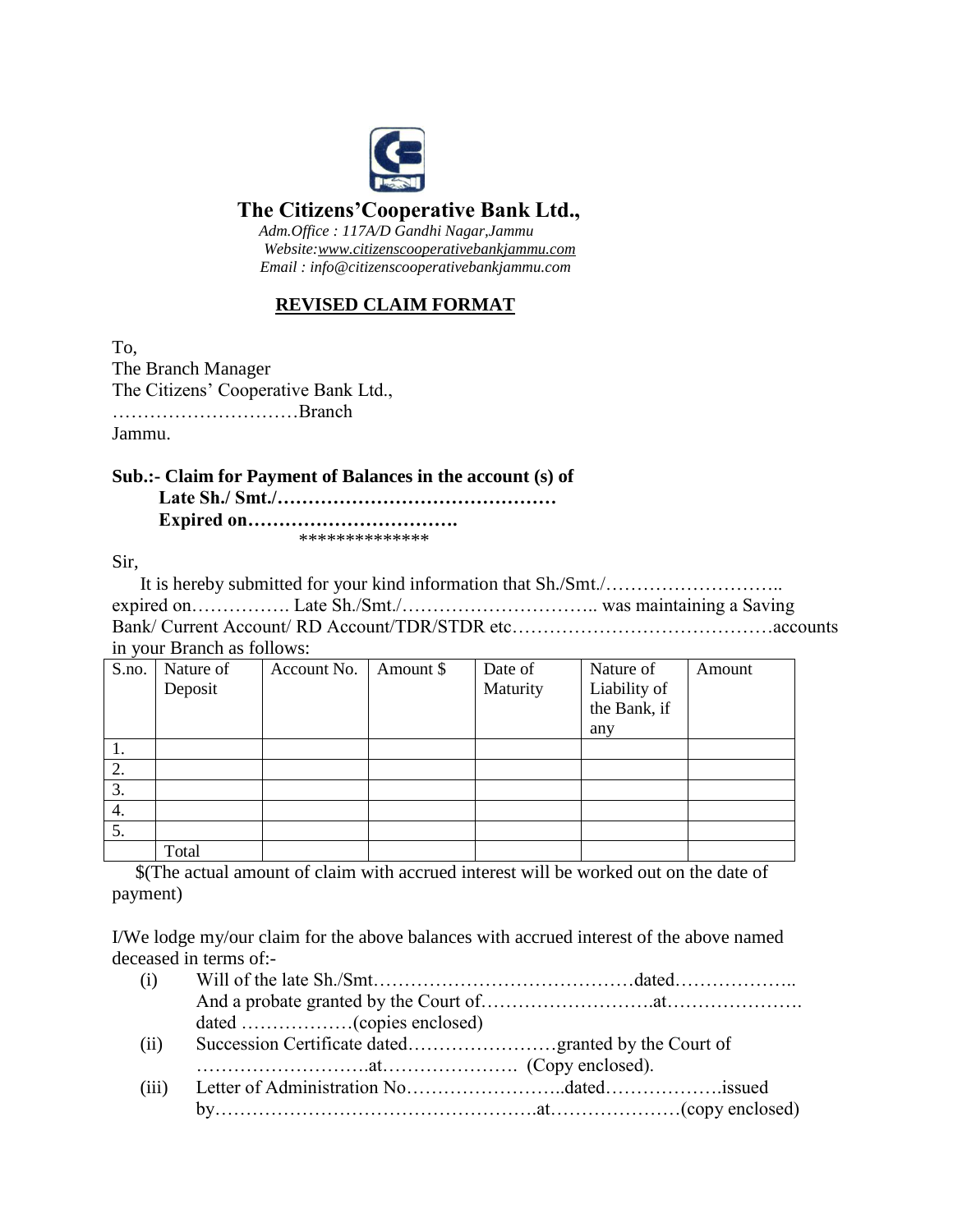# The Citizens'Cooperative Bank Ltd.,

*Adm.Office : 117A/D Gandhi Nagar,Jammu*
*Website:www.citizenscooperativebankjammu.com*
*Email : info@citizenscooperativebankjammu.com*

## REVISED CLAIM FORMAT

To,
The Branch Manager
The Citizens' Cooperative Bank Ltd.,
…………………………Branch
Jammu.

**Sub.:- Claim for Payment of Balances in the account (s) of**
**Late Sh./ Smt./………………………………………**
**Expired on…………………………….**

\*\*\*\*\*\*\*\*\*\*\*\*\*\*

Sir,

It is hereby submitted for your kind information that Sh./Smt./……………………….. expired on……………. Late Sh./Smt./………………………….. was maintaining a Saving Bank/ Current Account/ RD Account/TDR/STDR etc……………………………………accounts in your Branch as follows:

| S.no. | Nature of Deposit | Account No. | Amount $ | Date of Maturity | Nature of Liability of the Bank, if any | Amount |
|---|---|---|---|---|---|---|
| 1. | | | | | | |
| 2. | | | | | | |
| 3. | | | | | | |
| 4. | | | | | | |
| 5. | | | | | | |
| | Total | | | | | |

$(The actual amount of claim with accrued interest will be worked out on the date of payment)

I/We lodge my/our claim for the above balances with accrued interest of the above named deceased in terms of:-

(i) Will of the late Sh./Smt……………………………………dated……………….. And a probate granted by the Court of……………………….at…………………. dated ………………(copies enclosed)

(ii) Succession Certificate dated……………………granted by the Court of ……………………….at…………………. (Copy enclosed).

(iii) Letter of Administration No……………………..dated……………….issued by…………………………………………….at…………………(copy enclosed)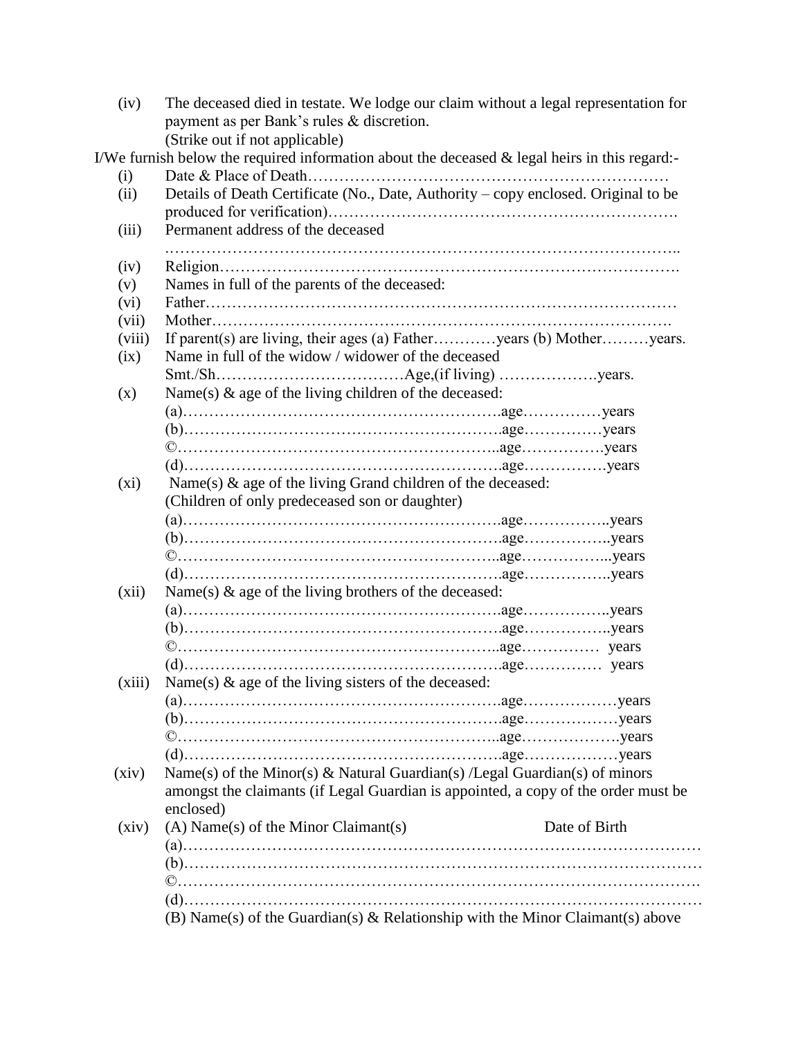(iv) The deceased died in testate. We lodge our claim without a legal representation for payment as per Bank's rules & discretion.
(Strike out if not applicable)

I/We furnish below the required information about the deceased & legal heirs in this regard:-

(i) Date & Place of Death……………………………………………………………

(ii) Details of Death Certificate (No., Date, Authority – copy enclosed. Original to be produced for verification)……………………………………………………….

(iii) Permanent address of the deceased
……………………………………………………………………………………..

(iv) Religion…………………………………………………………………………….

(v) Names in full of the parents of the deceased:

(vi) Father……………………………………………………………………………

(vii) Mother………………………………………………………………………….

(viii) If parent(s) are living, their ages (a) Father…………years (b) Mother………years.

(ix) Name in full of the widow / widower of the deceased
Smt./Sh………………………………Age,(if living) ……………….years.

(x) Name(s) & age of the living children of the deceased:
(a)…………………………………………………….age……………years
(b)…………………………………………………….age……………years
©……………………………………………………..age…………….years
(d)…………………………………………………….age…………….years

(xi) Name(s) & age of the living Grand children of the deceased:
(Children of only predeceased son or daughter)
(a)…………………………………………………….age……………..years
(b)…………………………………………………….age……………..years
©……………………………………………………..age……………...years
(d)…………………………………………………….age……………..years

(xii) Name(s) & age of the living brothers of the deceased:
(a)…………………………………………………….age……………..years
(b)…………………………………………………….age……………..years
©……………………………………………………..age…………… years
(d)…………………………………………………….age…………… years

(xiii) Name(s) & age of the living sisters of the deceased:
(a)…………………………………………………….age………………years
(b)…………………………………………………….age………………years
©……………………………………………………..age……………….years
(d)…………………………………………………….age………………years

(xiv) Name(s) of the Minor(s) & Natural Guardian(s) /Legal Guardian(s) of minors amongst the claimants (if Legal Guardian is appointed, a copy of the order must be enclosed)

(xiv) (A) Name(s) of the Minor Claimant(s) Date of Birth
(a)……………………………………………………………………………………
(b)……………………………………………………………………………………
©…………………………………………………………………………………….
(d)……………………………………………………………………………………
(B) Name(s) of the Guardian(s) & Relationship with the Minor Claimant(s) above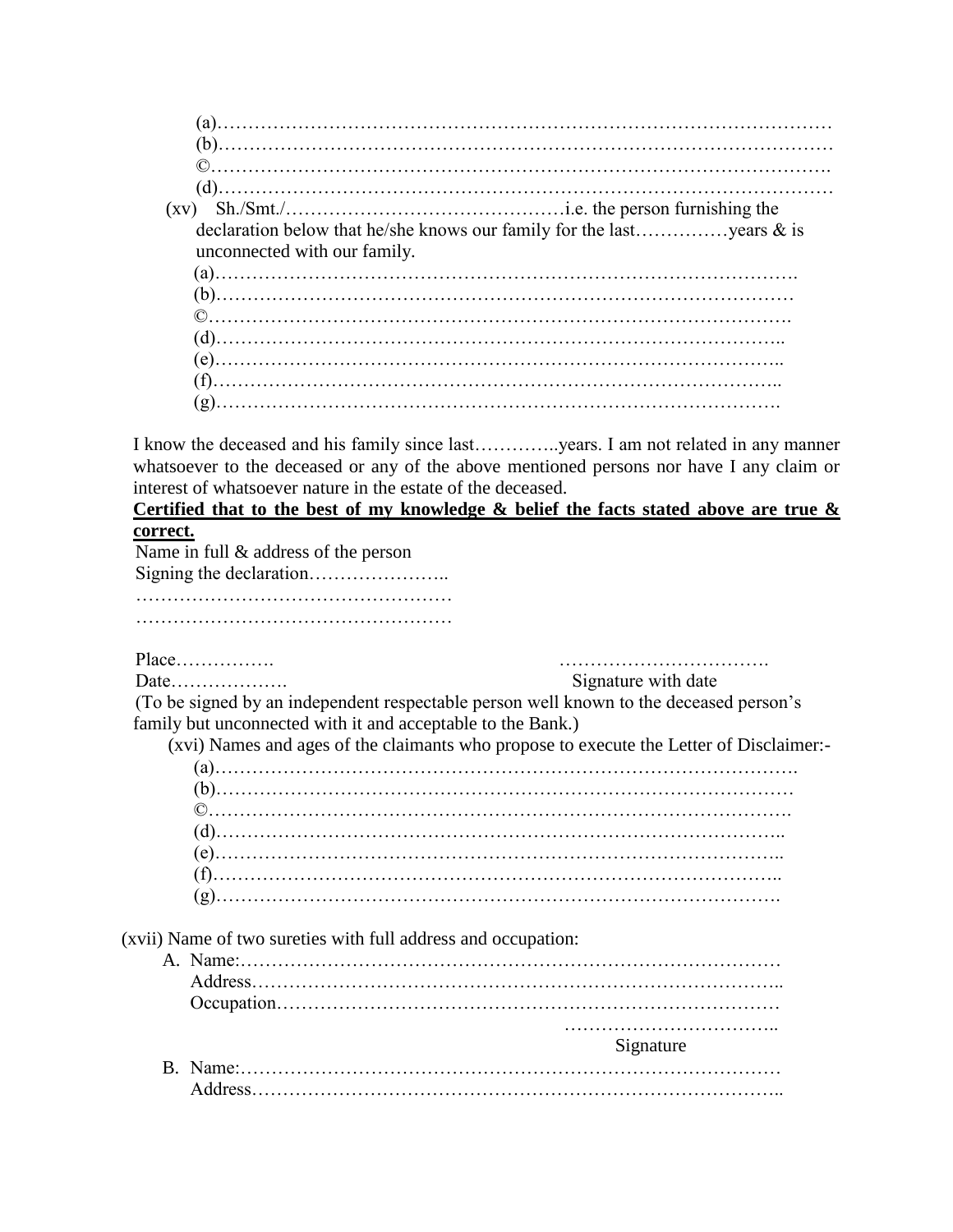(a)………………………………………………………………………………………
(b)………………………………………………………………………………………
©……………………………………………………………………………………….
(d)………………………………………………………………………………………

(xv) Sh./Smt./………………………………………i.e. the person furnishing the declaration below that he/she knows our family for the last……………years & is unconnected with our family.

(a)……………………………………………………………………………….
(b)………………………………………………………………………………
©……………………………………………………………………………….
(d)………………………………………………………………………………..
(e)………………………………………………………………………………..
(f)………………………………………………………………………………..
(g)……………………………………………………………………………….

I know the deceased and his family since last…………..years. I am not related in any manner whatsoever to the deceased or any of the above mentioned persons nor have I any claim or interest of whatsoever nature in the estate of the deceased.

**Certified that to the best of my knowledge & belief the facts stated above are true & correct.**

Name in full & address of the person
Signing the declaration…………………..
……………………………………………
……………………………………………

Place…………….
Date……………….

…………………………….
Signature with date

(To be signed by an independent respectable person well known to the deceased person's family but unconnected with it and acceptable to the Bank.)

(xvi) Names and ages of the claimants who propose to execute the Letter of Disclaimer:-

(a)……………………………………………………………………………….
(b)………………………………………………………………………………
©……………………………………………………………………………….
(d)………………………………………………………………………………..
(e)………………………………………………………………………………..
(f)………………………………………………………………………………..
(g)……………………………………………………………………………….

(xvii) Name of two sureties with full address and occupation:

A. Name:……………………………………………………………………………
Address…………………………………………………………………………..
Occupation………………………………………………………………………

……………………………..
Signature

B. Name:……………………………………………………………………………
Address…………………………………………………………………………..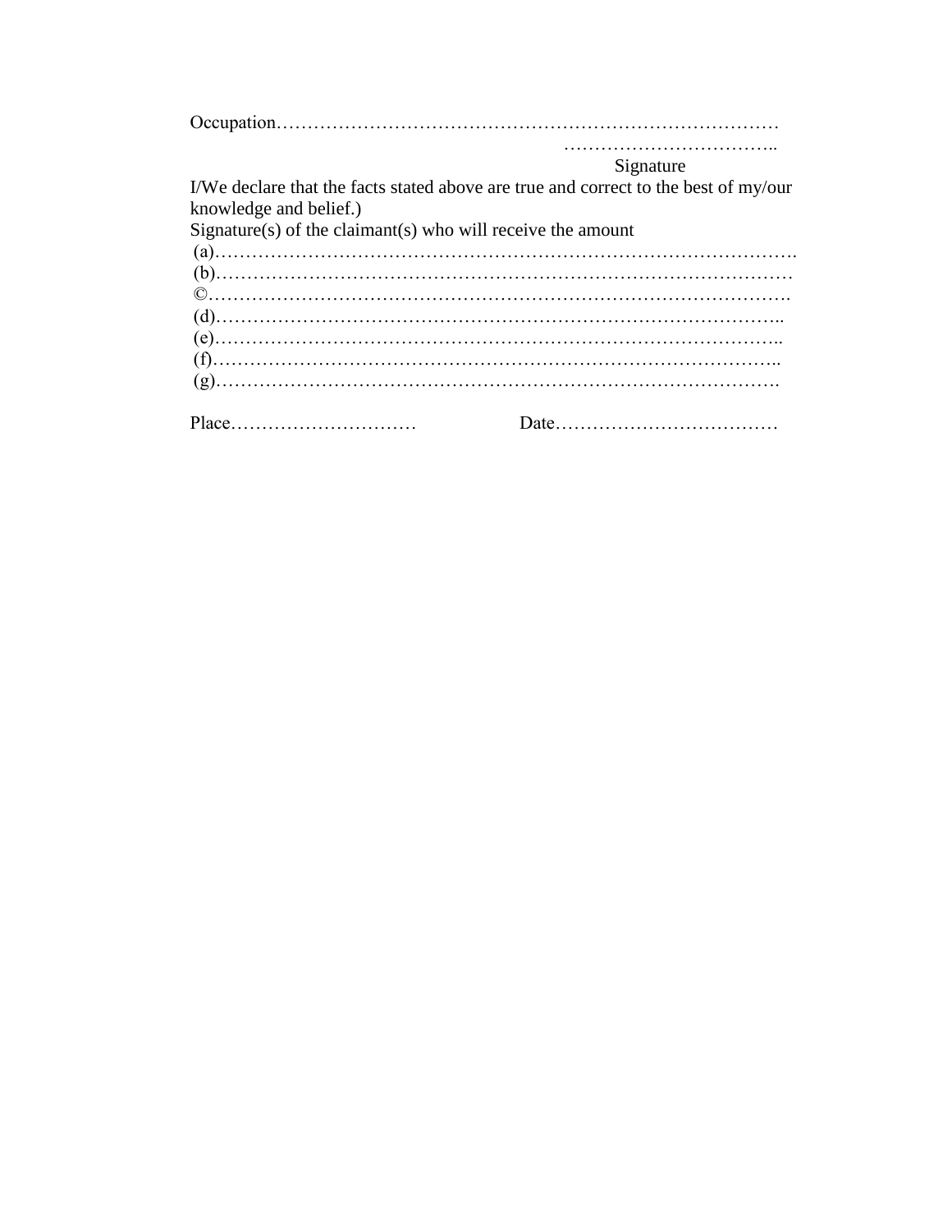Occupation………………………………………………………………………

……………………………..
Signature

I/We declare that the facts stated above are true and correct to the best of my/our knowledge and belief.)

Signature(s) of the claimant(s) who will receive the amount

(a)……………………………………………………………………………….
(b)………………………………………………………………………………
©……………………………………………………………………………….
(d)……………………………………………………………………………..
(e)……………………………………………………………………………..
(f)……………………………………………………………………………..
(g)…………………………………………………………………………….

Place…………………………  Date………………………………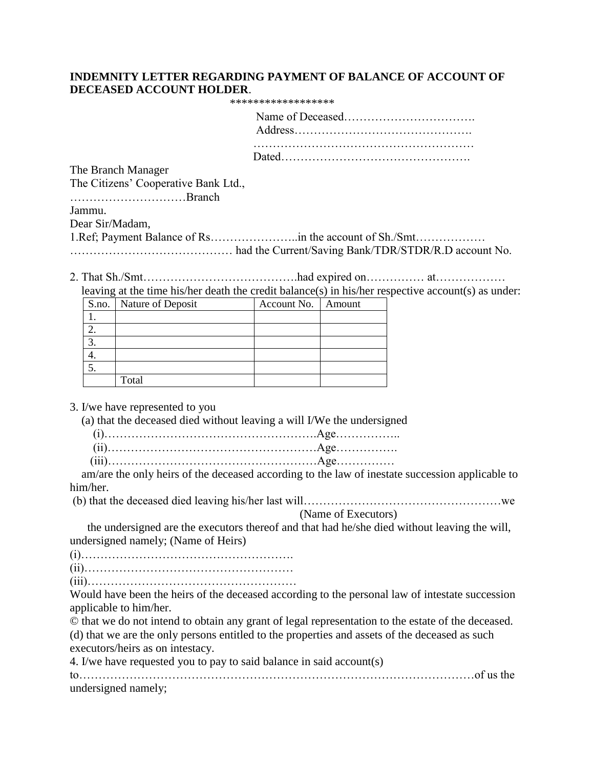**INDEMNITY LETTER REGARDING PAYMENT OF BALANCE OF ACCOUNT OF DECEASED ACCOUNT HOLDER**.

******************

Name of Deceased…………………………….
Address……………………………………….
…………………………………………………
Dated………………………………………….

The Branch Manager
The Citizens' Cooperative Bank Ltd.,
…………………………Branch
Jammu.

Dear Sir/Madam,

1.Ref; Payment Balance of Rs…………………..in the account of Sh./Smt……………… …………………………………… had the Current/Saving Bank/TDR/STDR/R.D account No.

2. That Sh./Smt…………………………………had expired on…………… at……………… leaving at the time his/her death the credit balance(s) in his/her respective account(s) as under:

| S.no. | Nature of Deposit | Account No. | Amount |
|---|---|---|---|
| 1. | | | |
| 2. | | | |
| 3. | | | |
| 4. | | | |
| 5. | | | |
| | Total | | |

3. I/we have represented to you

(a) that the deceased died without leaving a will I/We the undersigned

(i)……………………………………………….Age……………..
(ii)………………………………………………Age…………….
(iii)………………………………………………Age……………

am/are the only heirs of the deceased according to the law of inestate succession applicable to him/her.

(b) that the deceased died leaving his/her last will……………………………………………we
(Name of Executors)

the undersigned are the executors thereof and that had he/she died without leaving the will, undersigned namely; (Name of Heirs)

(i)……………………………………………….
(ii)………………………………………………
(iii)………………………………………………

Would have been the heirs of the deceased according to the personal law of intestate succession applicable to him/her.

© that we do not intend to obtain any grant of legal representation to the estate of the deceased.

(d) that we are the only persons entitled to the properties and assets of the deceased as such executors/heirs as on intestacy.

4. I/we have requested you to pay to said balance in said account(s) to………………………………………………………………………………………of us the undersigned namely;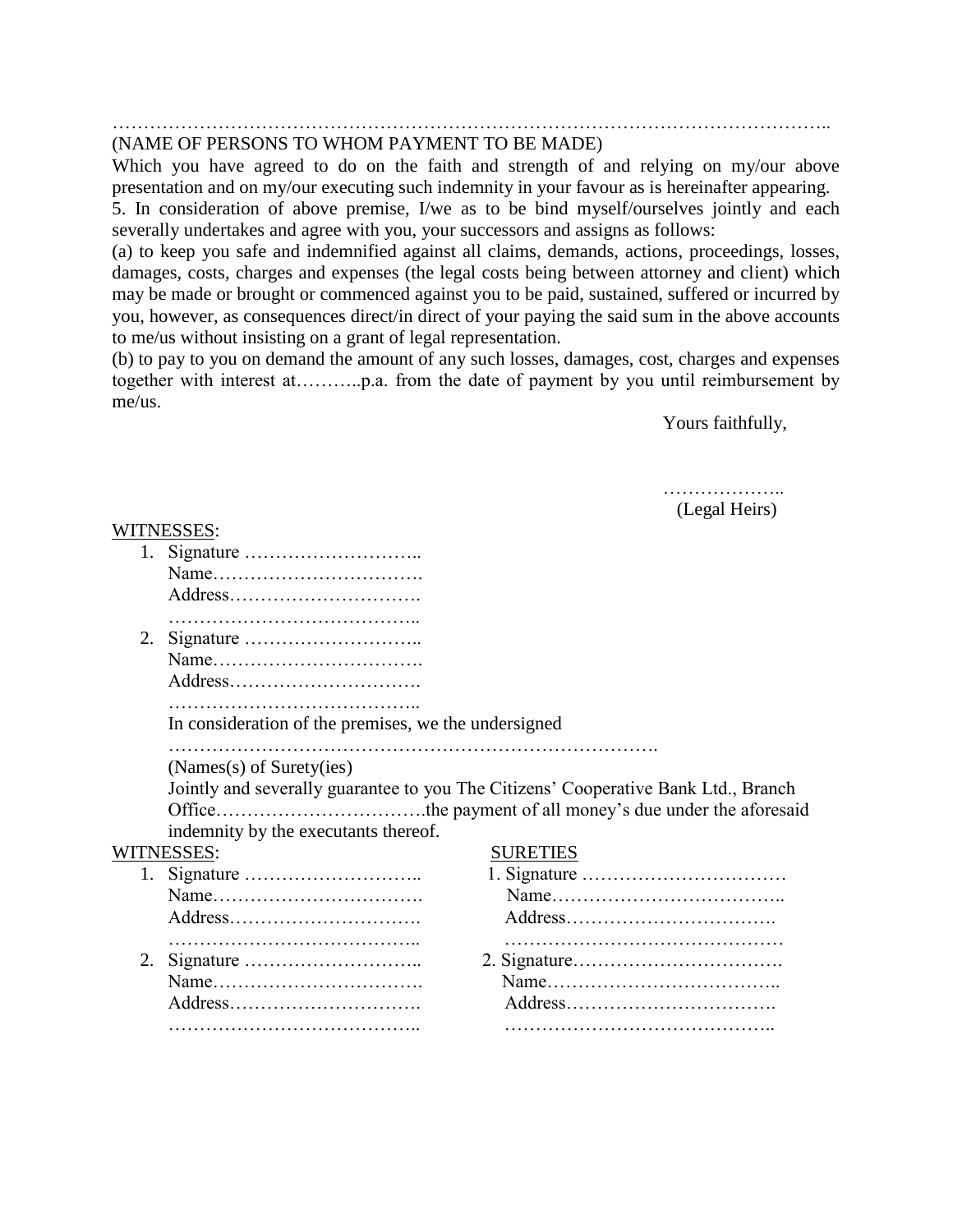…………………………………………………………………………………………………………..

(NAME OF PERSONS TO WHOM PAYMENT TO BE MADE)

Which you have agreed to do on the faith and strength of and relying on my/our above presentation and on my/our executing such indemnity in your favour as is hereinafter appearing.

5. In consideration of above premise, I/we as to be bind myself/ourselves jointly and each severally undertakes and agree with you, your successors and assigns as follows:

(a) to keep you safe and indemnified against all claims, demands, actions, proceedings, losses, damages, costs, charges and expenses (the legal costs being between attorney and client) which may be made or brought or commenced against you to be paid, sustained, suffered or incurred by you, however, as consequences direct/in direct of your paying the said sum in the above accounts to me/us without insisting on a grant of legal representation.

(b) to pay to you on demand the amount of any such losses, damages, cost, charges and expenses together with interest at………..p.a. from the date of payment by you until reimbursement by me/us.

Yours faithfully,

………………..
(Legal Heirs)

WITNESSES:

1. Signature ………………………..
   Name…………………………….
   Address………………………….
   …………………………………..
2. Signature ………………………..
   Name…………………………….
   Address………………………….
   …………………………………..

In consideration of the premises, we the undersigned

………………………………………………………………………….

(Names(s) of Surety(ies)

Jointly and severally guarantee to you The Citizens' Cooperative Bank Ltd., Branch Office…………………………….the payment of all money's due under the aforesaid indemnity by the executants thereof.

| WITNESSES: | SURETIES |
|---|---|
| 1. Signature ……………………….. | 1. Signature …………………………… |
| Name……………………………. | Name……………………………….. |
| Address…………………………. | Address……………………………. |
| ………………………………….. | ……………………………………… |
| 2. Signature ……………………….. | 2. Signature……………………………. |
| Name……………………………. | Name……………………………….. |
| Address…………………………. | Address……………………………. |
| ………………………………….. | …………………………………….. |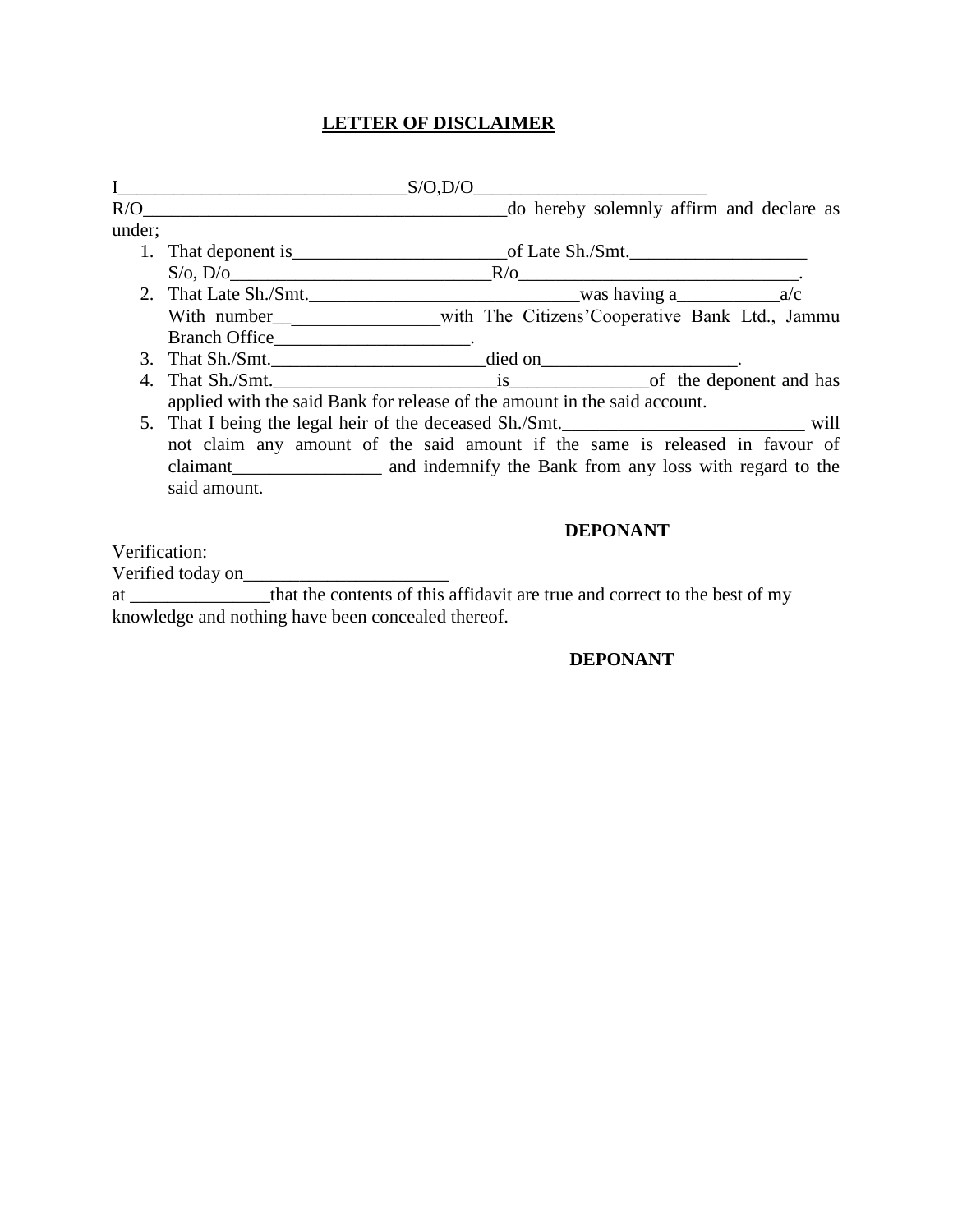**LETTER OF DISCLAIMER**

I______________________________S/O,D/O_________________________
R/O_______________________________________do hereby solemnly affirm and declare as under;

1. That deponent is_______________________of Late Sh./Smt.___________________
   S/o, D/o____________________________R/o______________________________.
2. That Late Sh./Smt.____________________________was having a___________a/c
   With number__________________with The Citizens'Cooperative Bank Ltd., Jammu
   Branch Office_____________________.
3. That Sh./Smt._______________________died on____________________.
4. That Sh./Smt.________________________is_______________of the deponent and has applied with the said Bank for release of the amount in the said account.
5. That I being the legal heir of the deceased Sh./Smt._________________________ will not claim any amount of the said amount if the same is released in favour of claimant________________ and indemnify the Bank from any loss with regard to the said amount.

**DEPONANT**

Verification:
Verified today on_____________________
at _______________that the contents of this affidavit are true and correct to the best of my knowledge and nothing have been concealed thereof.

**DEPONANT**